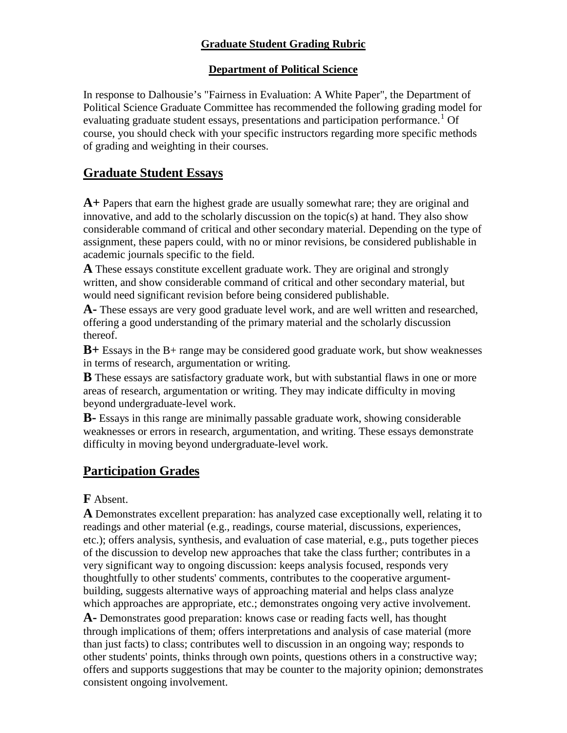# Graduate Student Grading Rubric

## Department of Political Science

In response to Dalhousie's "Fairness in Evaluation: A White Paper", the Department of Political Science Graduate Committee has recommended the following grading model for evaluating graduate student essays, presentations and participation performance.[1] Of course, you should check with your specific instructors regarding more specific methods of grading and weighting in their courses.

## Graduate Student Essays

**A+** Papers that earn the highest grade are usually somewhat rare; they are original and innovative, and add to the scholarly discussion on the topic(s) at hand. They also show considerable command of critical and other secondary material. Depending on the type of assignment, these papers could, with no or minor revisions, be considered publishable in academic journals specific to the field.

**A** These essays constitute excellent graduate work. They are original and strongly written, and show considerable command of critical and other secondary material, but would need significant revision before being considered publishable.

**A-** These essays are very good graduate level work, and are well written and researched, offering a good understanding of the primary material and the scholarly discussion thereof.

**B+** Essays in the B+ range may be considered good graduate work, but show weaknesses in terms of research, argumentation or writing.

**B** These essays are satisfactory graduate work, but with substantial flaws in one or more areas of research, argumentation or writing. They may indicate difficulty in moving beyond undergraduate-level work.

**B-** Essays in this range are minimally passable graduate work, showing considerable weaknesses or errors in research, argumentation, and writing. These essays demonstrate difficulty in moving beyond undergraduate-level work.

## Participation Grades

**F** Absent.

**A** Demonstrates excellent preparation: has analyzed case exceptionally well, relating it to readings and other material (e.g., readings, course material, discussions, experiences, etc.); offers analysis, synthesis, and evaluation of case material, e.g., puts together pieces of the discussion to develop new approaches that take the class further; contributes in a very significant way to ongoing discussion: keeps analysis focused, responds very thoughtfully to other students' comments, contributes to the cooperative argument-building, suggests alternative ways of approaching material and helps class analyze which approaches are appropriate, etc.; demonstrates ongoing very active involvement.

**A-** Demonstrates good preparation: knows case or reading facts well, has thought through implications of them; offers interpretations and analysis of case material (more than just facts) to class; contributes well to discussion in an ongoing way; responds to other students' points, thinks through own points, questions others in a constructive way; offers and supports suggestions that may be counter to the majority opinion; demonstrates consistent ongoing involvement.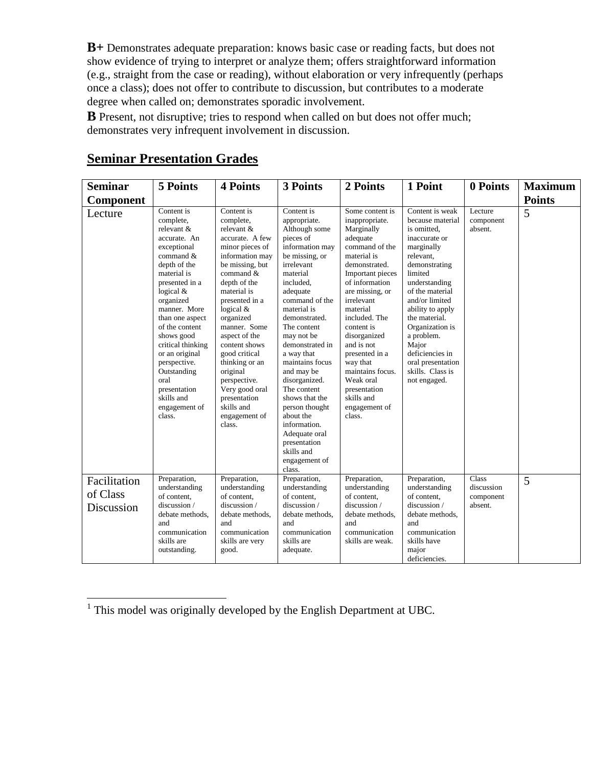**B+** Demonstrates adequate preparation: knows basic case or reading facts, but does not show evidence of trying to interpret or analyze them; offers straightforward information (e.g., straight from the case or reading), without elaboration or very infrequently (perhaps once a class); does not offer to contribute to discussion, but contributes to a moderate degree when called on; demonstrates sporadic involvement.

**B** Present, not disruptive; tries to respond when called on but does not offer much; demonstrates very infrequent involvement in discussion.

## Seminar Presentation Grades

| Seminar Component | 5 Points | 4 Points | 3 Points | 2 Points | 1 Point | 0 Points | Maximum Points |
|---|---|---|---|---|---|---|---|
| Lecture | Content is complete, relevant & accurate. An exceptional command & depth of the material is presented in a logical & organized manner. More than one aspect of the content shows good critical thinking or an original perspective. Outstanding oral presentation skills and engagement of class. | Content is complete, relevant & accurate. A few minor pieces of information may be missing, but command & depth of the material is presented in a logical & organized manner. Some aspect of the content shows good critical thinking or an original perspective. Very good oral presentation skills and engagement of class. | Content is appropriate. Although some pieces of information may be missing, or irrelevant material included, adequate command of the material is demonstrated. The content may not be demonstrated in a way that maintains focus and may be disorganized. The content shows that the person thought about the information. Adequate oral presentation skills and engagement of class. | Some content is inappropriate. Marginally adequate command of the material is demonstrated. Important pieces of information are missing, or irrelevant material included. The content is disorganized and is not presented in a way that maintains focus. Weak oral presentation skills and engagement of class. | Content is weak because material is omitted, inaccurate or marginally relevant, demonstrating limited understanding of the material and/or limited ability to apply the material. Organization is a problem. Major deficiencies in oral presentation skills. Class is not engaged. | Lecture component absent. | 5 |
| Facilitation of Class Discussion | Preparation, understanding of content, discussion / debate methods, and communication skills are outstanding. | Preparation, understanding of content, discussion / debate methods, and communication skills are very good. | Preparation, understanding of content, discussion / debate methods, and communication skills are adequate. | Preparation, understanding of content, discussion / debate methods, and communication skills are weak. | Preparation, understanding of content, discussion / debate methods, and communication skills have major deficiencies. | Class discussion component absent. | 5 |

[1] This model was originally developed by the English Department at UBC.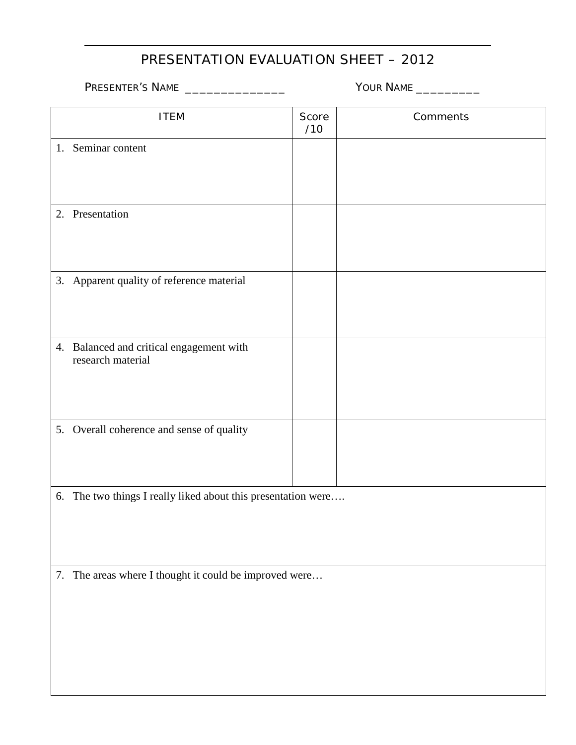# PRESENTATION EVALUATION SHEET – 2012

PRESENTER'S NAME ______________ YOUR NAME _________

| ITEM | Score /10 | Comments |
| --- | --- | --- |
| 1. Seminar content | | |
| 2. Presentation | | |
| 3. Apparent quality of reference material | | |
| 4. Balanced and critical engagement with research material | | |
| 5. Overall coherence and sense of quality | | |
| 6. The two things I really liked about this presentation were…. | | |
| 7. The areas where I thought it could be improved were… | | |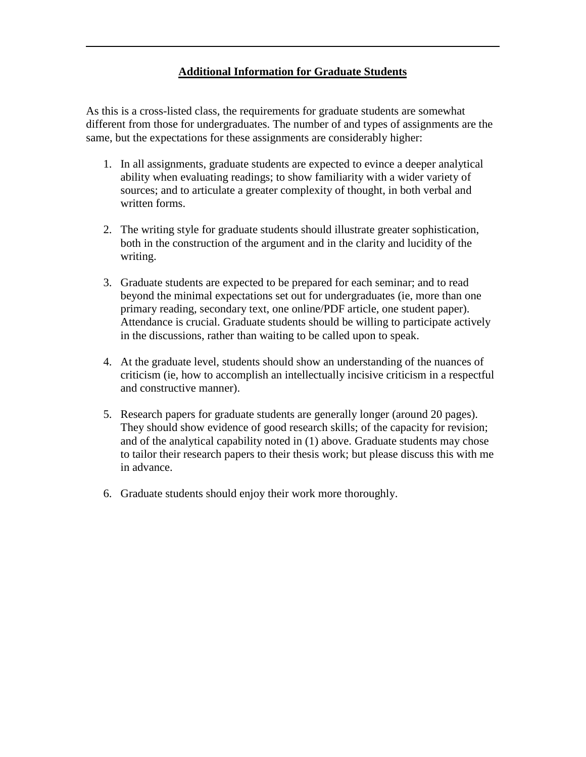## **Additional Information for Graduate Students**

As this is a cross-listed class, the requirements for graduate students are somewhat different from those for undergraduates. The number of and types of assignments are the same, but the expectations for these assignments are considerably higher:

1. In all assignments, graduate students are expected to evince a deeper analytical ability when evaluating readings; to show familiarity with a wider variety of sources; and to articulate a greater complexity of thought, in both verbal and written forms.

2. The writing style for graduate students should illustrate greater sophistication, both in the construction of the argument and in the clarity and lucidity of the writing.

3. Graduate students are expected to be prepared for each seminar; and to read beyond the minimal expectations set out for undergraduates (ie, more than one primary reading, secondary text, one online/PDF article, one student paper). Attendance is crucial. Graduate students should be willing to participate actively in the discussions, rather than waiting to be called upon to speak.

4. At the graduate level, students should show an understanding of the nuances of criticism (ie, how to accomplish an intellectually incisive criticism in a respectful and constructive manner).

5. Research papers for graduate students are generally longer (around 20 pages). They should show evidence of good research skills; of the capacity for revision; and of the analytical capability noted in (1) above. Graduate students may chose to tailor their research papers to their thesis work; but please discuss this with me in advance.

6. Graduate students should enjoy their work more thoroughly.